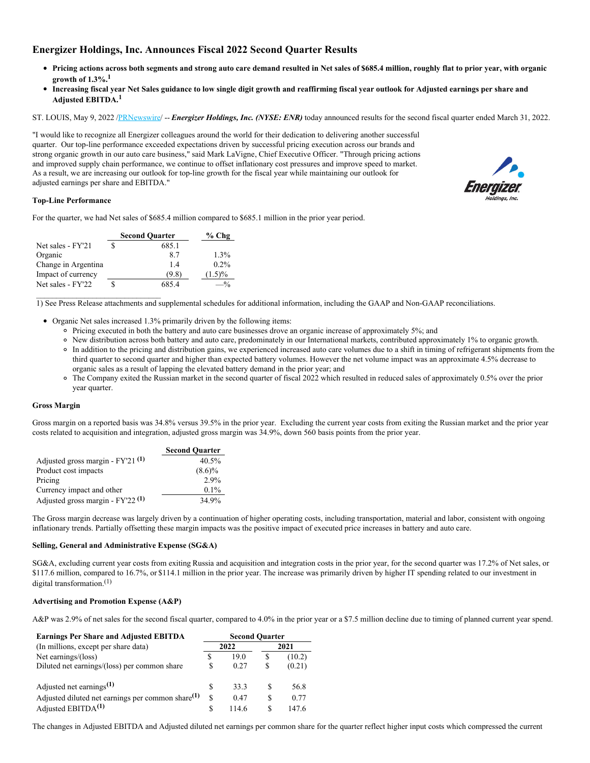# Energizer Holdings, Inc. Announces Fiscal 2022 Second Quarter Results

- **Pricing actions across both segments and strong auto care demand resulted in Net sales of $685.4 million, roughly flat to prior year, with organic growth of 1.3%.[1]**
- **Increasing fiscal year Net Sales guidance to low single digit growth and reaffirming fiscal year outlook for Adjusted earnings per share and Adjusted EBITDA.[1]**

ST. LOUIS, May 9, 2022 /PRNewswire/ -- ***Energizer Holdings, Inc. (NYSE: ENR)*** today announced results for the second fiscal quarter ended March 31, 2022.

"I would like to recognize all Energizer colleagues around the world for their dedication to delivering another successful quarter. Our top-line performance exceeded expectations driven by successful pricing execution across our brands and strong organic growth in our auto care business," said Mark LaVigne, Chief Executive Officer. "Through pricing actions and improved supply chain performance, we continue to offset inflationary cost pressures and improve speed to market. As a result, we are increasing our outlook for top-line growth for the fiscal year while maintaining our outlook for adjusted earnings per share and EBITDA."

### Top-Line Performance

For the quarter, we had Net sales of $685.4 million compared to $685.1 million in the prior year period.

| | Second Quarter | % Chg |
|---|---|---|
| Net sales - FY'21 | $ 685.1 | |
| Organic | 8.7 | 1.3% |
| Change in Argentina | 1.4 | 0.2% |
| Impact of currency | (9.8) | (1.5)% |
| Net sales - FY'22 | $ 685.4 | —% |

1) See Press Release attachments and supplemental schedules for additional information, including the GAAP and Non-GAAP reconciliations.

- Organic Net sales increased 1.3% primarily driven by the following items:
  - Pricing executed in both the battery and auto care businesses drove an organic increase of approximately 5%; and
  - New distribution across both battery and auto care, predominately in our International markets, contributed approximately 1% to organic growth.
  - In addition to the pricing and distribution gains, we experienced increased auto care volumes due to a shift in timing of refrigerant shipments from the third quarter to second quarter and higher than expected battery volumes. However the net volume impact was an approximate 4.5% decrease to organic sales as a result of lapping the elevated battery demand in the prior year; and
  - The Company exited the Russian market in the second quarter of fiscal 2022 which resulted in reduced sales of approximately 0.5% over the prior year quarter.

### Gross Margin

Gross margin on a reported basis was 34.8% versus 39.5% in the prior year. Excluding the current year costs from exiting the Russian market and the prior year costs related to acquisition and integration, adjusted gross margin was 34.9%, down 560 basis points from the prior year.

| | Second Quarter |
|---|---|
| Adjusted gross margin - FY'21 (1) | 40.5% |
| Product cost impacts | (8.6)% |
| Pricing | 2.9% |
| Currency impact and other | 0.1% |
| Adjusted gross margin - FY'22 (1) | 34.9% |

The Gross margin decrease was largely driven by a continuation of higher operating costs, including transportation, material and labor, consistent with ongoing inflationary trends. Partially offsetting these margin impacts was the positive impact of executed price increases in battery and auto care.

### Selling, General and Administrative Expense (SG&A)

SG&A, excluding current year costs from exiting Russia and acquisition and integration costs in the prior year, for the second quarter was 17.2% of Net sales, or $117.6 million, compared to 16.7%, or $114.1 million in the prior year. The increase was primarily driven by higher IT spending related to our investment in digital transformation.(1)

### Advertising and Promotion Expense (A&P)

A&P was 2.9% of net sales for the second fiscal quarter, compared to 4.0% in the prior year or a $7.5 million decline due to timing of planned current year spend.

| **Earnings Per Share and Adjusted EBITDA** | Second Quarter | |
|---|---|---|
| (In millions, except per share data) | 2022 | 2021 |
| Net earnings/(loss) | $ 19.0 | $ (10.2) |
| Diluted net earnings/(loss) per common share | $ 0.27 | $ (0.21) |
| | | |
| Adjusted net earnings(1) | $ 33.3 | $ 56.8 |
| Adjusted diluted net earnings per common share(1) | $ 0.47 | $ 0.77 |
| Adjusted EBITDA(1) | $ 114.6 | $ 147.6 |

The changes in Adjusted EBITDA and Adjusted diluted net earnings per common share for the quarter reflect higher input costs which compressed the current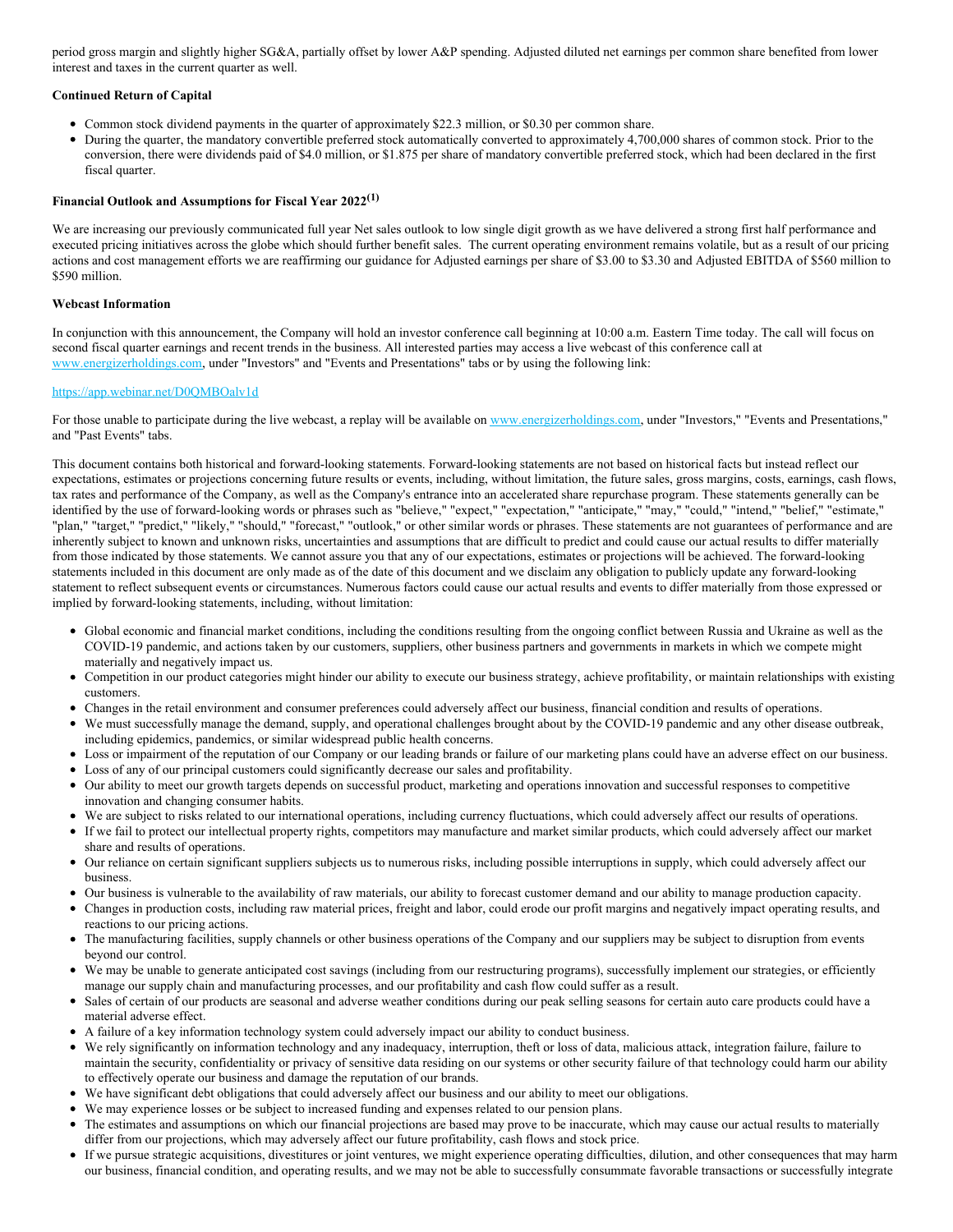period gross margin and slightly higher SG&A, partially offset by lower A&P spending. Adjusted diluted net earnings per common share benefited from lower interest and taxes in the current quarter as well.

**Continued Return of Capital**

- Common stock dividend payments in the quarter of approximately $22.3 million, or $0.30 per common share.
- During the quarter, the mandatory convertible preferred stock automatically converted to approximately 4,700,000 shares of common stock. Prior to the conversion, there were dividends paid of $4.0 million, or $1.875 per share of mandatory convertible preferred stock, which had been declared in the first fiscal quarter.

**Financial Outlook and Assumptions for Fiscal Year 2022[(1)]**

We are increasing our previously communicated full year Net sales outlook to low single digit growth as we have delivered a strong first half performance and executed pricing initiatives across the globe which should further benefit sales. The current operating environment remains volatile, but as a result of our pricing actions and cost management efforts we are reaffirming our guidance for Adjusted earnings per share of $3.00 to $3.30 and Adjusted EBITDA of $560 million to $590 million.

**Webcast Information**

In conjunction with this announcement, the Company will hold an investor conference call beginning at 10:00 a.m. Eastern Time today. The call will focus on second fiscal quarter earnings and recent trends in the business. All interested parties may access a live webcast of this conference call at www.energizerholdings.com, under "Investors" and "Events and Presentations" tabs or by using the following link:

https://app.webinar.net/D0QMBOalv1d

For those unable to participate during the live webcast, a replay will be available on www.energizerholdings.com, under "Investors," "Events and Presentations," and "Past Events" tabs.

This document contains both historical and forward-looking statements. Forward-looking statements are not based on historical facts but instead reflect our expectations, estimates or projections concerning future results or events, including, without limitation, the future sales, gross margins, costs, earnings, cash flows, tax rates and performance of the Company, as well as the Company's entrance into an accelerated share repurchase program. These statements generally can be identified by the use of forward-looking words or phrases such as "believe," "expect," "expectation," "anticipate," "may," "could," "intend," "belief," "estimate," "plan," "target," "predict," "likely," "should," "forecast," "outlook," or other similar words or phrases. These statements are not guarantees of performance and are inherently subject to known and unknown risks, uncertainties and assumptions that are difficult to predict and could cause our actual results to differ materially from those indicated by those statements. We cannot assure you that any of our expectations, estimates or projections will be achieved. The forward-looking statements included in this document are only made as of the date of this document and we disclaim any obligation to publicly update any forward-looking statement to reflect subsequent events or circumstances. Numerous factors could cause our actual results and events to differ materially from those expressed or implied by forward-looking statements, including, without limitation:

- Global economic and financial market conditions, including the conditions resulting from the ongoing conflict between Russia and Ukraine as well as the COVID-19 pandemic, and actions taken by our customers, suppliers, other business partners and governments in markets in which we compete might materially and negatively impact us.
- Competition in our product categories might hinder our ability to execute our business strategy, achieve profitability, or maintain relationships with existing customers.
- Changes in the retail environment and consumer preferences could adversely affect our business, financial condition and results of operations.
- We must successfully manage the demand, supply, and operational challenges brought about by the COVID-19 pandemic and any other disease outbreak, including epidemics, pandemics, or similar widespread public health concerns.
- Loss or impairment of the reputation of our Company or our leading brands or failure of our marketing plans could have an adverse effect on our business.
- Loss of any of our principal customers could significantly decrease our sales and profitability.
- Our ability to meet our growth targets depends on successful product, marketing and operations innovation and successful responses to competitive innovation and changing consumer habits.
- We are subject to risks related to our international operations, including currency fluctuations, which could adversely affect our results of operations.
- If we fail to protect our intellectual property rights, competitors may manufacture and market similar products, which could adversely affect our market share and results of operations.
- Our reliance on certain significant suppliers subjects us to numerous risks, including possible interruptions in supply, which could adversely affect our business.
- Our business is vulnerable to the availability of raw materials, our ability to forecast customer demand and our ability to manage production capacity.
- Changes in production costs, including raw material prices, freight and labor, could erode our profit margins and negatively impact operating results, and reactions to our pricing actions.
- The manufacturing facilities, supply channels or other business operations of the Company and our suppliers may be subject to disruption from events beyond our control.
- We may be unable to generate anticipated cost savings (including from our restructuring programs), successfully implement our strategies, or efficiently manage our supply chain and manufacturing processes, and our profitability and cash flow could suffer as a result.
- Sales of certain of our products are seasonal and adverse weather conditions during our peak selling seasons for certain auto care products could have a material adverse effect.
- A failure of a key information technology system could adversely impact our ability to conduct business.
- We rely significantly on information technology and any inadequacy, interruption, theft or loss of data, malicious attack, integration failure, failure to maintain the security, confidentiality or privacy of sensitive data residing on our systems or other security failure of that technology could harm our ability to effectively operate our business and damage the reputation of our brands.
- We have significant debt obligations that could adversely affect our business and our ability to meet our obligations.
- We may experience losses or be subject to increased funding and expenses related to our pension plans.
- The estimates and assumptions on which our financial projections are based may prove to be inaccurate, which may cause our actual results to materially differ from our projections, which may adversely affect our future profitability, cash flows and stock price.
- If we pursue strategic acquisitions, divestitures or joint ventures, we might experience operating difficulties, dilution, and other consequences that may harm our business, financial condition, and operating results, and we may not be able to successfully consummate favorable transactions or successfully integrate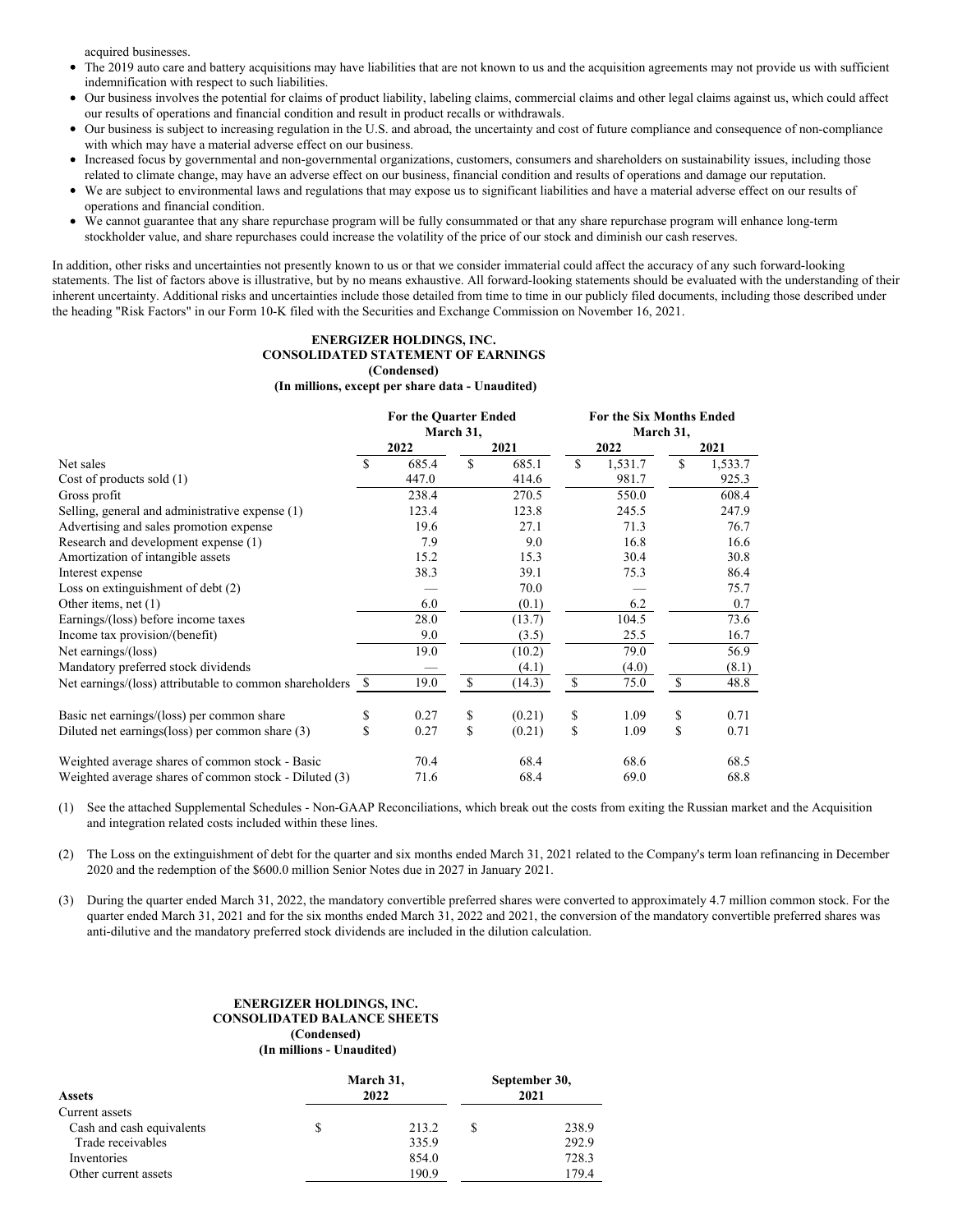acquired businesses.

- The 2019 auto care and battery acquisitions may have liabilities that are not known to us and the acquisition agreements may not provide us with sufficient indemnification with respect to such liabilities.
- Our business involves the potential for claims of product liability, labeling claims, commercial claims and other legal claims against us, which could affect our results of operations and financial condition and result in product recalls or withdrawals.
- Our business is subject to increasing regulation in the U.S. and abroad, the uncertainty and cost of future compliance and consequence of non-compliance with which may have a material adverse effect on our business.
- Increased focus by governmental and non-governmental organizations, customers, consumers and shareholders on sustainability issues, including those related to climate change, may have an adverse effect on our business, financial condition and results of operations and damage our reputation.
- We are subject to environmental laws and regulations that may expose us to significant liabilities and have a material adverse effect on our results of operations and financial condition.
- We cannot guarantee that any share repurchase program will be fully consummated or that any share repurchase program will enhance long-term stockholder value, and share repurchases could increase the volatility of the price of our stock and diminish our cash reserves.

In addition, other risks and uncertainties not presently known to us or that we consider immaterial could affect the accuracy of any such forward-looking statements. The list of factors above is illustrative, but by no means exhaustive. All forward-looking statements should be evaluated with the understanding of their inherent uncertainty. Additional risks and uncertainties include those detailed from time to time in our publicly filed documents, including those described under the heading "Risk Factors" in our Form 10-K filed with the Securities and Exchange Commission on November 16, 2021.

**ENERGIZER HOLDINGS, INC.**
**CONSOLIDATED STATEMENT OF EARNINGS**
**(Condensed)**
**(In millions, except per share data - Unaudited)**

| | For the Quarter Ended March 31, | | For the Six Months Ended March 31, | |
|---|---|---|---|---|
| | 2022 | 2021 | 2022 | 2021 |
| Net sales | $ 685.4 | $ 685.1 | $ 1,531.7 | $ 1,533.7 |
| Cost of products sold (1) | 447.0 | 414.6 | 981.7 | 925.3 |
| Gross profit | 238.4 | 270.5 | 550.0 | 608.4 |
| Selling, general and administrative expense (1) | 123.4 | 123.8 | 245.5 | 247.9 |
| Advertising and sales promotion expense | 19.6 | 27.1 | 71.3 | 76.7 |
| Research and development expense (1) | 7.9 | 9.0 | 16.8 | 16.6 |
| Amortization of intangible assets | 15.2 | 15.3 | 30.4 | 30.8 |
| Interest expense | 38.3 | 39.1 | 75.3 | 86.4 |
| Loss on extinguishment of debt (2) | — | 70.0 | — | 75.7 |
| Other items, net (1) | 6.0 | (0.1) | 6.2 | 0.7 |
| Earnings/(loss) before income taxes | 28.0 | (13.7) | 104.5 | 73.6 |
| Income tax provision/(benefit) | 9.0 | (3.5) | 25.5 | 16.7 |
| Net earnings/(loss) | 19.0 | (10.2) | 79.0 | 56.9 |
| Mandatory preferred stock dividends | — | (4.1) | (4.0) | (8.1) |
| Net earnings/(loss) attributable to common shareholders | $ 19.0 | $ (14.3) | $ 75.0 | $ 48.8 |
| | | | | |
| Basic net earnings/(loss) per common share | $ 0.27 | $ (0.21) | $ 1.09 | $ 0.71 |
| Diluted net earnings(loss) per common share (3) | $ 0.27 | $ (0.21) | $ 1.09 | $ 0.71 |
| | | | | |
| Weighted average shares of common stock - Basic | 70.4 | 68.4 | 68.6 | 68.5 |
| Weighted average shares of common stock - Diluted (3) | 71.6 | 68.4 | 69.0 | 68.8 |

(1) See the attached Supplemental Schedules - Non-GAAP Reconciliations, which break out the costs from exiting the Russian market and the Acquisition and integration related costs included within these lines.

(2) The Loss on the extinguishment of debt for the quarter and six months ended March 31, 2021 related to the Company's term loan refinancing in December 2020 and the redemption of the $600.0 million Senior Notes due in 2027 in January 2021.

(3) During the quarter ended March 31, 2022, the mandatory convertible preferred shares were converted to approximately 4.7 million common stock. For the quarter ended March 31, 2021 and for the six months ended March 31, 2022 and 2021, the conversion of the mandatory convertible preferred shares was anti-dilutive and the mandatory preferred stock dividends are included in the dilution calculation.

**ENERGIZER HOLDINGS, INC.**
**CONSOLIDATED BALANCE SHEETS**
**(Condensed)**
**(In millions - Unaudited)**

| Assets | March 31, 2022 | September 30, 2021 |
|---|---|---|
| Current assets | | |
| Cash and cash equivalents | $ 213.2 | $ 238.9 |
| Trade receivables | 335.9 | 292.9 |
| Inventories | 854.0 | 728.3 |
| Other current assets | 190.9 | 179.4 |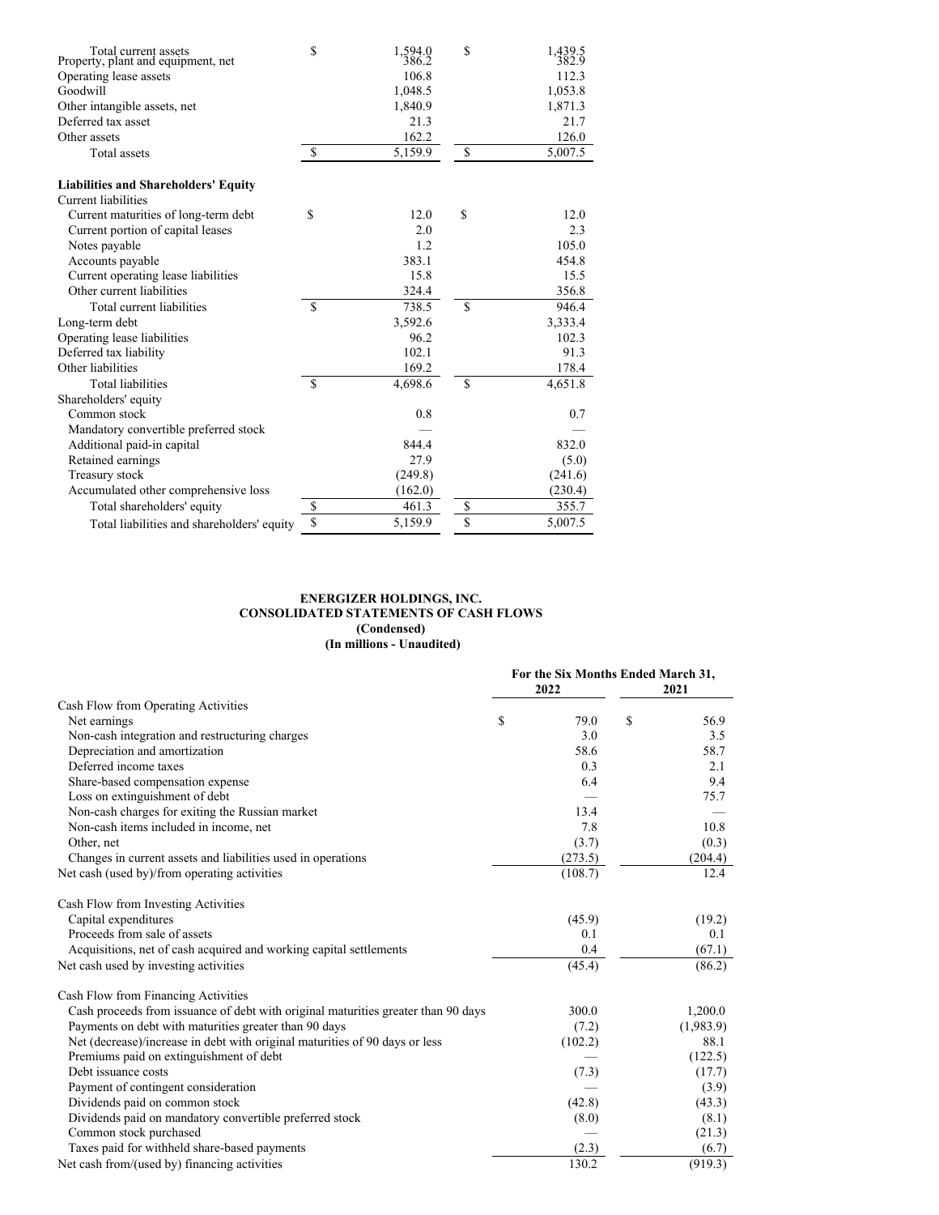| | | |
|---|---|---|
| Total current assets | $ 1,594.0 | $ 1,439.5 |
| Property, plant and equipment, net | 386.2 | 382.9 |
| Operating lease assets | 106.8 | 112.3 |
| Goodwill | 1,048.5 | 1,053.8 |
| Other intangible assets, net | 1,840.9 | 1,871.3 |
| Deferred tax asset | 21.3 | 21.7 |
| Other assets | 162.2 | 126.0 |
| Total assets | $ 5,159.9 | $ 5,007.5 |
| | | |
| **Liabilities and Shareholders' Equity** | | |
| Current liabilities | | |
| Current maturities of long-term debt | $ 12.0 | $ 12.0 |
| Current portion of capital leases | 2.0 | 2.3 |
| Notes payable | 1.2 | 105.0 |
| Accounts payable | 383.1 | 454.8 |
| Current operating lease liabilities | 15.8 | 15.5 |
| Other current liabilities | 324.4 | 356.8 |
| Total current liabilities | $ 738.5 | $ 946.4 |
| Long-term debt | 3,592.6 | 3,333.4 |
| Operating lease liabilities | 96.2 | 102.3 |
| Deferred tax liability | 102.1 | 91.3 |
| Other liabilities | 169.2 | 178.4 |
| Total liabilities | $ 4,698.6 | $ 4,651.8 |
| Shareholders' equity | | |
| Common stock | 0.8 | 0.7 |
| Mandatory convertible preferred stock | — | — |
| Additional paid-in capital | 844.4 | 832.0 |
| Retained earnings | 27.9 | (5.0) |
| Treasury stock | (249.8) | (241.6) |
| Accumulated other comprehensive loss | (162.0) | (230.4) |
| Total shareholders' equity | $ 461.3 | $ 355.7 |
| Total liabilities and shareholders' equity | $ 5,159.9 | $ 5,007.5 |

**ENERGIZER HOLDINGS, INC.**
**CONSOLIDATED STATEMENTS OF CASH FLOWS**
**(Condensed)**
**(In millions - Unaudited)**

| | For the Six Months Ended March 31, | |
|---|---|---|
| | 2022 | 2021 |
| Cash Flow from Operating Activities | | |
| Net earnings | $ 79.0 | $ 56.9 |
| Non-cash integration and restructuring charges | 3.0 | 3.5 |
| Depreciation and amortization | 58.6 | 58.7 |
| Deferred income taxes | 0.3 | 2.1 |
| Share-based compensation expense | 6.4 | 9.4 |
| Loss on extinguishment of debt | — | 75.7 |
| Non-cash charges for exiting the Russian market | 13.4 | — |
| Non-cash items included in income, net | 7.8 | 10.8 |
| Other, net | (3.7) | (0.3) |
| Changes in current assets and liabilities used in operations | (273.5) | (204.4) |
| Net cash (used by)/from operating activities | (108.7) | 12.4 |
| | | |
| Cash Flow from Investing Activities | | |
| Capital expenditures | (45.9) | (19.2) |
| Proceeds from sale of assets | 0.1 | 0.1 |
| Acquisitions, net of cash acquired and working capital settlements | 0.4 | (67.1) |
| Net cash used by investing activities | (45.4) | (86.2) |
| | | |
| Cash Flow from Financing Activities | | |
| Cash proceeds from issuance of debt with original maturities greater than 90 days | 300.0 | 1,200.0 |
| Payments on debt with maturities greater than 90 days | (7.2) | (1,983.9) |
| Net (decrease)/increase in debt with original maturities of 90 days or less | (102.2) | 88.1 |
| Premiums paid on extinguishment of debt | — | (122.5) |
| Debt issuance costs | (7.3) | (17.7) |
| Payment of contingent consideration | — | (3.9) |
| Dividends paid on common stock | (42.8) | (43.3) |
| Dividends paid on mandatory convertible preferred stock | (8.0) | (8.1) |
| Common stock purchased | — | (21.3) |
| Taxes paid for withheld share-based payments | (2.3) | (6.7) |
| Net cash from/(used by) financing activities | 130.2 | (919.3) |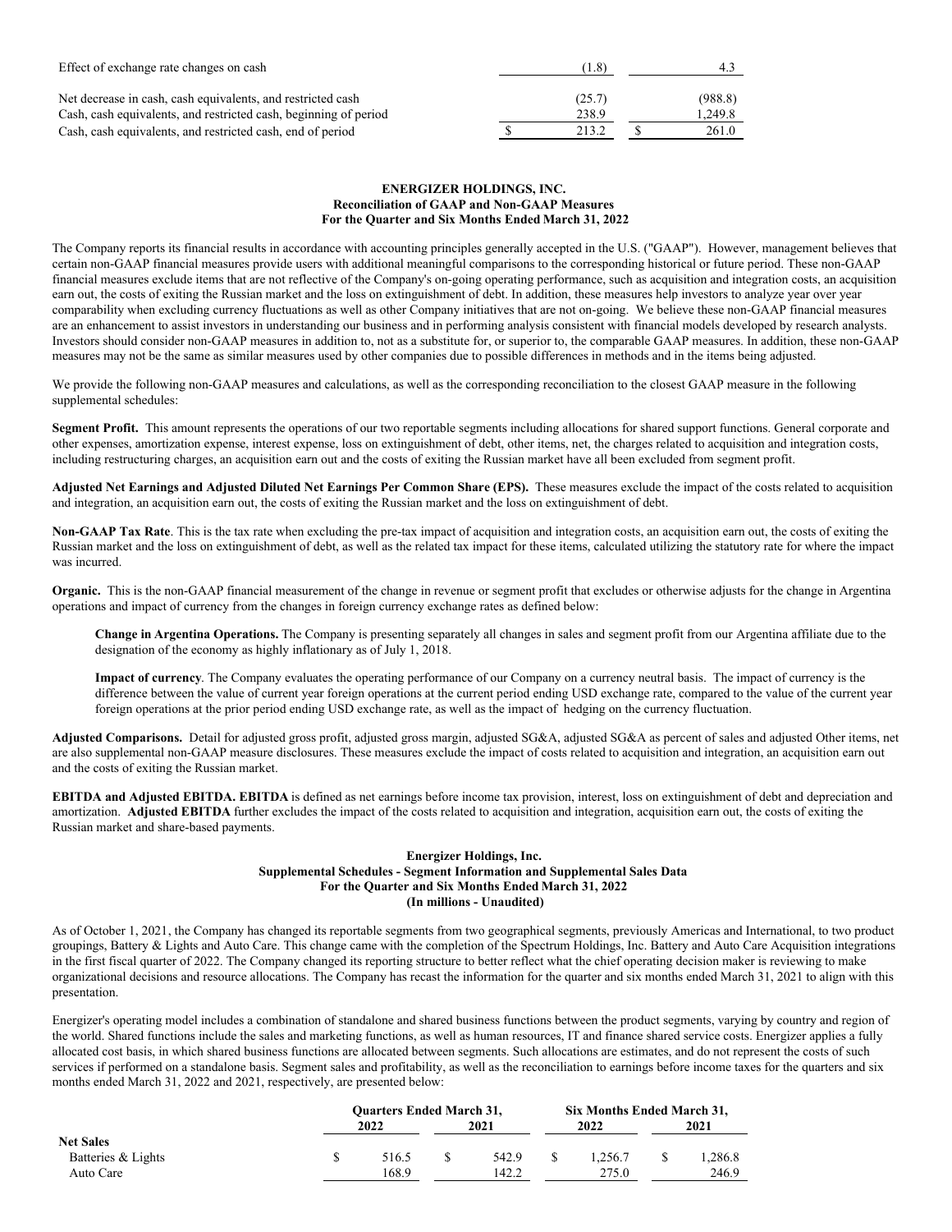| | | |
|---|---|---|
| Effect of exchange rate changes on cash | (1.8) | 4.3 |
| Net decrease in cash, cash equivalents, and restricted cash | (25.7) | (988.8) |
| Cash, cash equivalents, and restricted cash, beginning of period | 238.9 | 1,249.8 |
| Cash, cash equivalents, and restricted cash, end of period | $ 213.2 | $ 261.0 |

**ENERGIZER HOLDINGS, INC.**
**Reconciliation of GAAP and Non-GAAP Measures**
**For the Quarter and Six Months Ended March 31, 2022**

The Company reports its financial results in accordance with accounting principles generally accepted in the U.S. ("GAAP"). However, management believes that certain non-GAAP financial measures provide users with additional meaningful comparisons to the corresponding historical or future period. These non-GAAP financial measures exclude items that are not reflective of the Company's on-going operating performance, such as acquisition and integration costs, an acquisition earn out, the costs of exiting the Russian market and the loss on extinguishment of debt. In addition, these measures help investors to analyze year over year comparability when excluding currency fluctuations as well as other Company initiatives that are not on-going. We believe these non-GAAP financial measures are an enhancement to assist investors in understanding our business and in performing analysis consistent with financial models developed by research analysts. Investors should consider non-GAAP measures in addition to, not as a substitute for, or superior to, the comparable GAAP measures. In addition, these non-GAAP measures may not be the same as similar measures used by other companies due to possible differences in methods and in the items being adjusted.

We provide the following non-GAAP measures and calculations, as well as the corresponding reconciliation to the closest GAAP measure in the following supplemental schedules:

**Segment Profit.** This amount represents the operations of our two reportable segments including allocations for shared support functions. General corporate and other expenses, amortization expense, interest expense, loss on extinguishment of debt, other items, net, the charges related to acquisition and integration costs, including restructuring charges, an acquisition earn out and the costs of exiting the Russian market have all been excluded from segment profit.

**Adjusted Net Earnings and Adjusted Diluted Net Earnings Per Common Share (EPS).** These measures exclude the impact of the costs related to acquisition and integration, an acquisition earn out, the costs of exiting the Russian market and the loss on extinguishment of debt.

**Non-GAAP Tax Rate**. This is the tax rate when excluding the pre-tax impact of acquisition and integration costs, an acquisition earn out, the costs of exiting the Russian market and the loss on extinguishment of debt, as well as the related tax impact for these items, calculated utilizing the statutory rate for where the impact was incurred.

**Organic.** This is the non-GAAP financial measurement of the change in revenue or segment profit that excludes or otherwise adjusts for the change in Argentina operations and impact of currency from the changes in foreign currency exchange rates as defined below:

**Change in Argentina Operations.** The Company is presenting separately all changes in sales and segment profit from our Argentina affiliate due to the designation of the economy as highly inflationary as of July 1, 2018.

**Impact of currency**. The Company evaluates the operating performance of our Company on a currency neutral basis. The impact of currency is the difference between the value of current year foreign operations at the current period ending USD exchange rate, compared to the value of the current year foreign operations at the prior period ending USD exchange rate, as well as the impact of hedging on the currency fluctuation.

**Adjusted Comparisons.** Detail for adjusted gross profit, adjusted gross margin, adjusted SG&A, adjusted SG&A as percent of sales and adjusted Other items, net are also supplemental non-GAAP measure disclosures. These measures exclude the impact of costs related to acquisition and integration, an acquisition earn out and the costs of exiting the Russian market.

**EBITDA and Adjusted EBITDA. EBITDA** is defined as net earnings before income tax provision, interest, loss on extinguishment of debt and depreciation and amortization. **Adjusted EBITDA** further excludes the impact of the costs related to acquisition and integration, acquisition earn out, the costs of exiting the Russian market and share-based payments.

**Energizer Holdings, Inc.**
**Supplemental Schedules - Segment Information and Supplemental Sales Data**
**For the Quarter and Six Months Ended March 31, 2022**
**(In millions - Unaudited)**

As of October 1, 2021, the Company has changed its reportable segments from two geographical segments, previously Americas and International, to two product groupings, Battery & Lights and Auto Care. This change came with the completion of the Spectrum Holdings, Inc. Battery and Auto Care Acquisition integrations in the first fiscal quarter of 2022. The Company changed its reporting structure to better reflect what the chief operating decision maker is reviewing to make organizational decisions and resource allocations. The Company has recast the information for the quarter and six months ended March 31, 2021 to align with this presentation.

Energizer's operating model includes a combination of standalone and shared business functions between the product segments, varying by country and region of the world. Shared functions include the sales and marketing functions, as well as human resources, IT and finance shared service costs. Energizer applies a fully allocated cost basis, in which shared business functions are allocated between segments. Such allocations are estimates, and do not represent the costs of such services if performed on a standalone basis. Segment sales and profitability, as well as the reconciliation to earnings before income taxes for the quarters and six months ended March 31, 2022 and 2021, respectively, are presented below:

| | Quarters Ended March 31, | | Six Months Ended March 31, | |
|---|---|---|---|---|
| | 2022 | 2021 | 2022 | 2021 |
| **Net Sales** | | | | |
| Batteries & Lights | $ 516.5 | $ 542.9 | $ 1,256.7 | $ 1,286.8 |
| Auto Care | 168.9 | 142.2 | 275.0 | 246.9 |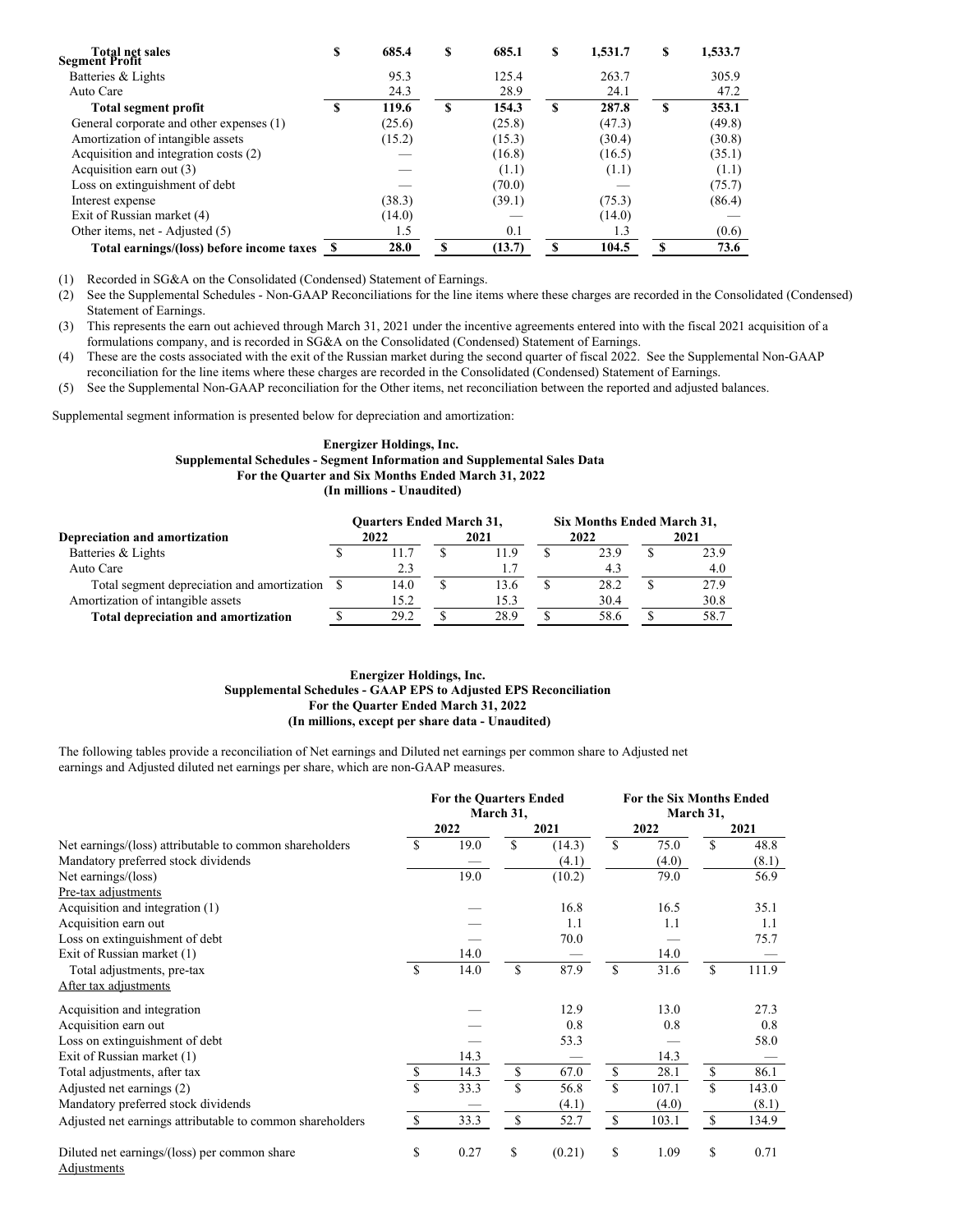| | Quarter 2022 | Quarter 2021 | Six Months 2022 | Six Months 2021 |
|---|---|---|---|---|
| **Total net sales** | **$ 685.4** | **$ 685.1** | **$ 1,531.7** | **$ 1,533.7** |
| **Segment Profit** | | | | |
| Batteries & Lights | 95.3 | 125.4 | 263.7 | 305.9 |
| Auto Care | 24.3 | 28.9 | 24.1 | 47.2 |
| **Total segment profit** | **$ 119.6** | **$ 154.3** | **$ 287.8** | **$ 353.1** |
| General corporate and other expenses (1) | (25.6) | (25.8) | (47.3) | (49.8) |
| Amortization of intangible assets | (15.2) | (15.3) | (30.4) | (30.8) |
| Acquisition and integration costs (2) | — | (16.8) | (16.5) | (35.1) |
| Acquisition earn out (3) | — | (1.1) | (1.1) | (1.1) |
| Loss on extinguishment of debt | — | (70.0) | — | (75.7) |
| Interest expense | (38.3) | (39.1) | (75.3) | (86.4) |
| Exit of Russian market (4) | (14.0) | — | (14.0) | — |
| Other items, net - Adjusted (5) | 1.5 | 0.1 | 1.3 | (0.6) |
| **Total earnings/(loss) before income taxes** | **$ 28.0** | **$ (13.7)** | **$ 104.5** | **$ 73.6** |

(1) Recorded in SG&A on the Consolidated (Condensed) Statement of Earnings.
(2) See the Supplemental Schedules - Non-GAAP Reconciliations for the line items where these charges are recorded in the Consolidated (Condensed) Statement of Earnings.
(3) This represents the earn out achieved through March 31, 2021 under the incentive agreements entered into with the fiscal 2021 acquisition of a formulations company, and is recorded in SG&A on the Consolidated (Condensed) Statement of Earnings.
(4) These are the costs associated with the exit of the Russian market during the second quarter of fiscal 2022. See the Supplemental Non-GAAP reconciliation for the line items where these charges are recorded in the Consolidated (Condensed) Statement of Earnings.
(5) See the Supplemental Non-GAAP reconciliation for the Other items, net reconciliation between the reported and adjusted balances.

Supplemental segment information is presented below for depreciation and amortization:

**Energizer Holdings, Inc.**
**Supplemental Schedules - Segment Information and Supplemental Sales Data**
**For the Quarter and Six Months Ended March 31, 2022**
**(In millions - Unaudited)**

| **Depreciation and amortization** | Quarters Ended March 31, 2022 | Quarters Ended March 31, 2021 | Six Months Ended March 31, 2022 | Six Months Ended March 31, 2021 |
|---|---|---|---|---|
| Batteries & Lights | $ 11.7 | $ 11.9 | $ 23.9 | $ 23.9 |
| Auto Care | 2.3 | 1.7 | 4.3 | 4.0 |
| Total segment depreciation and amortization | $ 14.0 | $ 13.6 | $ 28.2 | $ 27.9 |
| Amortization of intangible assets | 15.2 | 15.3 | 30.4 | 30.8 |
| **Total depreciation and amortization** | **$ 29.2** | **$ 28.9** | **$ 58.6** | **$ 58.7** |

**Energizer Holdings, Inc.**
**Supplemental Schedules - GAAP EPS to Adjusted EPS Reconciliation**
**For the Quarter Ended March 31, 2022**
**(In millions, except per share data - Unaudited)**

The following tables provide a reconciliation of Net earnings and Diluted net earnings per common share to Adjusted net earnings and Adjusted diluted net earnings per share, which are non-GAAP measures.

| | For the Quarters Ended March 31, 2022 | For the Quarters Ended March 31, 2021 | For the Six Months Ended March 31, 2022 | For the Six Months Ended March 31, 2021 |
|---|---|---|---|---|
| Net earnings/(loss) attributable to common shareholders | $ 19.0 | $ (14.3) | $ 75.0 | $ 48.8 |
| Mandatory preferred stock dividends | — | (4.1) | (4.0) | (8.1) |
| Net earnings/(loss) | 19.0 | (10.2) | 79.0 | 56.9 |
| Pre-tax adjustments | | | | |
| Acquisition and integration (1) | — | 16.8 | 16.5 | 35.1 |
| Acquisition earn out | — | 1.1 | 1.1 | 1.1 |
| Loss on extinguishment of debt | — | 70.0 | — | 75.7 |
| Exit of Russian market (1) | 14.0 | — | 14.0 | — |
| Total adjustments, pre-tax | $ 14.0 | $ 87.9 | $ 31.6 | $ 111.9 |
| After tax adjustments | | | | |
| Acquisition and integration | — | 12.9 | 13.0 | 27.3 |
| Acquisition earn out | — | 0.8 | 0.8 | 0.8 |
| Loss on extinguishment of debt | — | 53.3 | — | 58.0 |
| Exit of Russian market (1) | 14.3 | — | 14.3 | — |
| Total adjustments, after tax | $ 14.3 | $ 67.0 | $ 28.1 | $ 86.1 |
| Adjusted net earnings (2) | $ 33.3 | $ 56.8 | $ 107.1 | $ 143.0 |
| Mandatory preferred stock dividends | — | (4.1) | (4.0) | (8.1) |
| Adjusted net earnings attributable to common shareholders | $ 33.3 | $ 52.7 | $ 103.1 | $ 134.9 |
| | | | | |
| Diluted net earnings/(loss) per common share | $ 0.27 | $ (0.21) | $ 1.09 | $ 0.71 |
| Adjustments | | | | |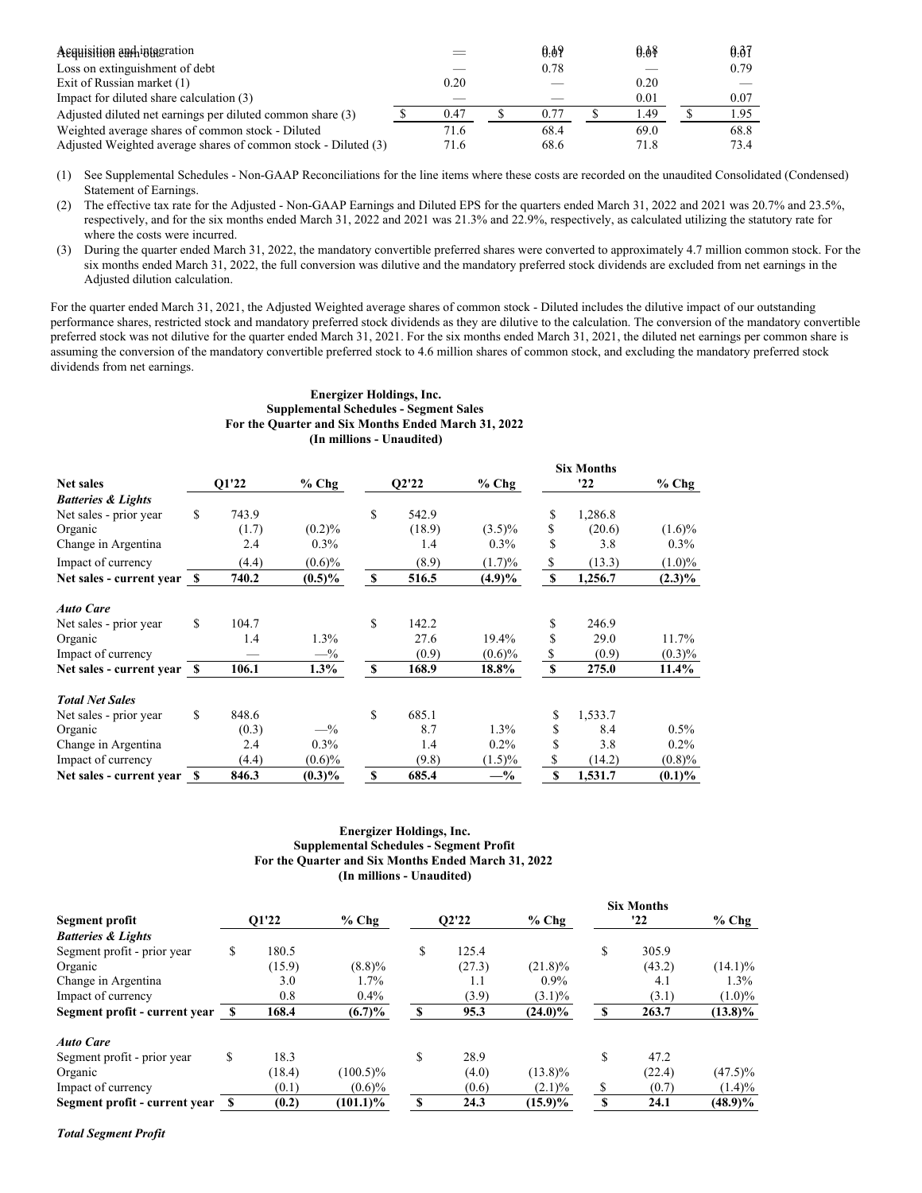| | | | | |
|---|---|---|---|---|
| Acquisition and integration | — | 0.09 | 0.01 | 0.37 |
| Acquisition earn out | | 0.01 | 0.18 | 0.07 |
| Loss on extinguishment of debt | — | 0.78 | — | 0.79 |
| Exit of Russian market (1) | 0.20 | — | 0.20 | — |
| Impact for diluted share calculation (3) | — | — | 0.01 | 0.07 |
| Adjusted diluted net earnings per diluted common share (3) | $ 0.47 | $ 0.77 | $ 1.49 | $ 1.95 |
| Weighted average shares of common stock - Diluted | 71.6 | 68.4 | 69.0 | 68.8 |
| Adjusted Weighted average shares of common stock - Diluted (3) | 71.6 | 68.6 | 71.8 | 73.4 |

(1) See Supplemental Schedules - Non-GAAP Reconciliations for the line items where these costs are recorded on the unaudited Consolidated (Condensed) Statement of Earnings.

(2) The effective tax rate for the Adjusted - Non-GAAP Earnings and Diluted EPS for the quarters ended March 31, 2022 and 2021 was 20.7% and 23.5%, respectively, and for the six months ended March 31, 2022 and 2021 was 21.3% and 22.9%, respectively, as calculated utilizing the statutory rate for where the costs were incurred.

(3) During the quarter ended March 31, 2022, the mandatory convertible preferred shares were converted to approximately 4.7 million common stock. For the six months ended March 31, 2022, the full conversion was dilutive and the mandatory preferred stock dividends are excluded from net earnings in the Adjusted dilution calculation.

For the quarter ended March 31, 2021, the Adjusted Weighted average shares of common stock - Diluted includes the dilutive impact of our outstanding performance shares, restricted stock and mandatory preferred stock dividends as they are dilutive to the calculation. The conversion of the mandatory convertible preferred stock was not dilutive for the quarter ended March 31, 2021. For the six months ended March 31, 2021, the diluted net earnings per common share is assuming the conversion of the mandatory convertible preferred stock to 4.6 million shares of common stock, and excluding the mandatory preferred stock dividends from net earnings.

**Energizer Holdings, Inc.**
**Supplemental Schedules - Segment Sales**
**For the Quarter and Six Months Ended March 31, 2022**
**(In millions - Unaudited)**

| Net sales | Q1'22 | % Chg | Q2'22 | % Chg | Six Months '22 | % Chg |
|---|---|---|---|---|---|---|
| ***Batteries & Lights*** | | | | | | |
| Net sales - prior year | $ 743.9 | | $ 542.9 | | $ 1,286.8 | |
| Organic | (1.7) | (0.2)% | (18.9) | (3.5)% | $ (20.6) | (1.6)% |
| Change in Argentina | 2.4 | 0.3% | 1.4 | 0.3% | $ 3.8 | 0.3% |
| Impact of currency | (4.4) | (0.6)% | (8.9) | (1.7)% | $ (13.3) | (1.0)% |
| **Net sales - current year** | **$ 740.2** | **(0.5)%** | **$ 516.5** | **(4.9)%** | **$ 1,256.7** | **(2.3)%** |
| ***Auto Care*** | | | | | | |
| Net sales - prior year | $ 104.7 | | $ 142.2 | | $ 246.9 | |
| Organic | 1.4 | 1.3% | 27.6 | 19.4% | $ 29.0 | 11.7% |
| Impact of currency | — | —% | (0.9) | (0.6)% | $ (0.9) | (0.3)% |
| **Net sales - current year** | **$ 106.1** | **1.3%** | **$ 168.9** | **18.8%** | **$ 275.0** | **11.4%** |
| ***Total Net Sales*** | | | | | | |
| Net sales - prior year | $ 848.6 | | $ 685.1 | | $ 1,533.7 | |
| Organic | (0.3) | —% | 8.7 | 1.3% | $ 8.4 | 0.5% |
| Change in Argentina | 2.4 | 0.3% | 1.4 | 0.2% | $ 3.8 | 0.2% |
| Impact of currency | (4.4) | (0.6)% | (9.8) | (1.5)% | $ (14.2) | (0.8)% |
| **Net sales - current year** | **$ 846.3** | **(0.3)%** | **$ 685.4** | **—%** | **$ 1,531.7** | **(0.1)%** |

**Energizer Holdings, Inc.**
**Supplemental Schedules - Segment Profit**
**For the Quarter and Six Months Ended March 31, 2022**
**(In millions - Unaudited)**

| Segment profit | Q1'22 | % Chg | Q2'22 | % Chg | Six Months '22 | % Chg |
|---|---|---|---|---|---|---|
| ***Batteries & Lights*** | | | | | | |
| Segment profit - prior year | $ 180.5 | | $ 125.4 | | $ 305.9 | |
| Organic | (15.9) | (8.8)% | (27.3) | (21.8)% | (43.2) | (14.1)% |
| Change in Argentina | 3.0 | 1.7% | 1.1 | 0.9% | 4.1 | 1.3% |
| Impact of currency | 0.8 | 0.4% | (3.9) | (3.1)% | (3.1) | (1.0)% |
| **Segment profit - current year** | **$ 168.4** | **(6.7)%** | **$ 95.3** | **(24.0)%** | **$ 263.7** | **(13.8)%** |
| ***Auto Care*** | | | | | | |
| Segment profit - prior year | $ 18.3 | | $ 28.9 | | $ 47.2 | |
| Organic | (18.4) | (100.5)% | (4.0) | (13.8)% | (22.4) | (47.5)% |
| Impact of currency | (0.1) | (0.6)% | (0.6) | (2.1)% | $ (0.7) | (1.4)% |
| **Segment profit - current year** | **$ (0.2)** | **(101.1)%** | **$ 24.3** | **(15.9)%** | **$ 24.1** | **(48.9)%** |

***Total Segment Profit***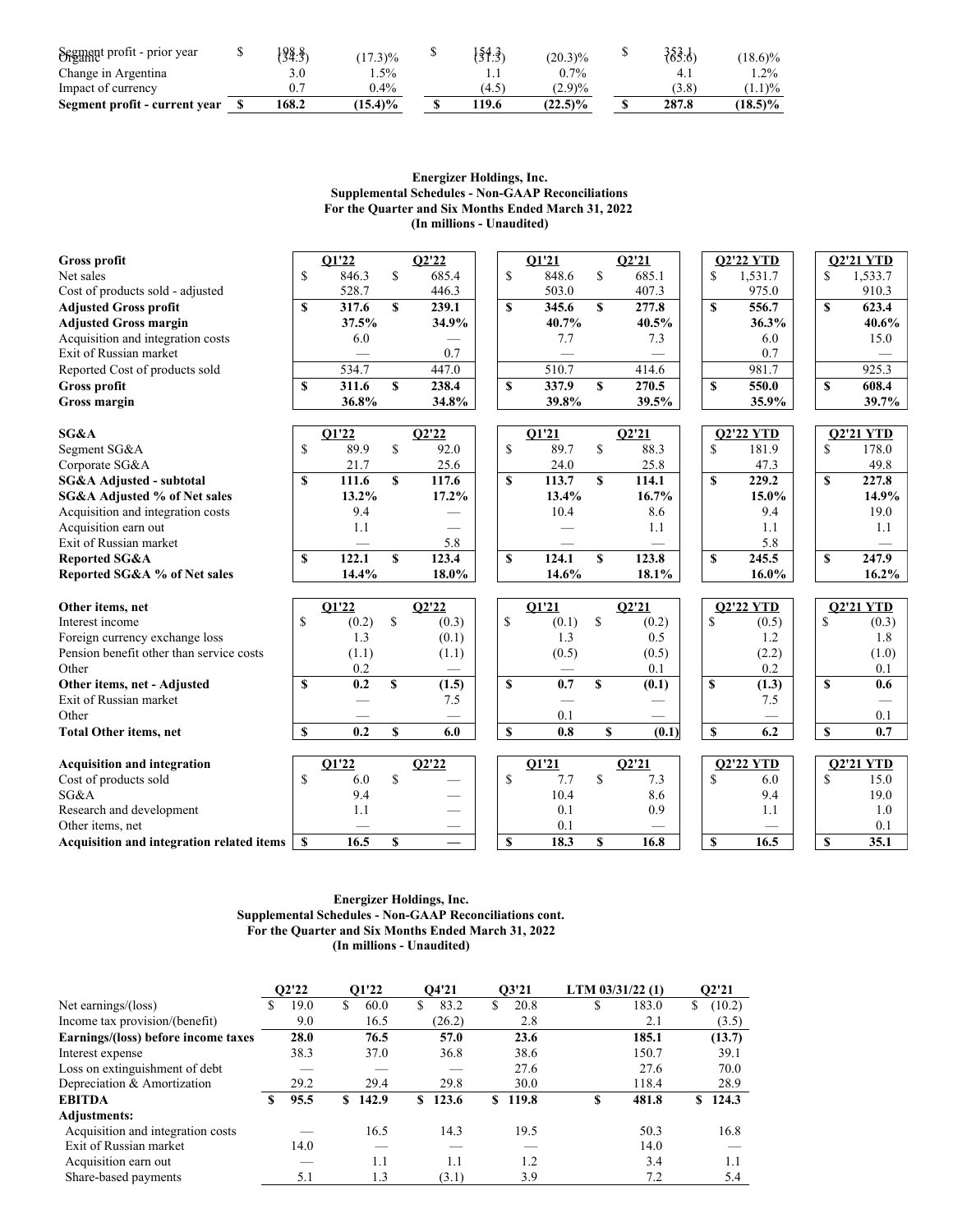| | | | | | | |
|---|---|---|---|---|---|---|
| Segment profit - prior year | $ 198.8 | | $ 154.3 | | $ 353.1 | |
| Organic | (34.3) | (17.3)% | (31.3) | (20.3)% | (65.6) | (18.6)% |
| Change in Argentina | 3.0 | 1.5% | 1.1 | 0.7% | 4.1 | 1.2% |
| Impact of currency | 0.7 | 0.4% | (4.5) | (2.9)% | (3.8) | (1.1)% |
| **Segment profit - current year** | **$ 168.2** | **(15.4)%** | **$ 119.6** | **(22.5)%** | **$ 287.8** | **(18.5)%** |

**Energizer Holdings, Inc.**
**Supplemental Schedules - Non-GAAP Reconciliations**
**For the Quarter and Six Months Ended March 31, 2022**
**(In millions - Unaudited)**

| **Gross profit** | Q1'22 | Q2'22 | Q1'21 | Q2'21 | Q2'22 YTD | Q2'21 YTD |
|---|---|---|---|---|---|---|
| Net sales | $ 846.3 | $ 685.4 | $ 848.6 | $ 685.1 | $ 1,531.7 | $ 1,533.7 |
| Cost of products sold - adjusted | 528.7 | 446.3 | 503.0 | 407.3 | 975.0 | 910.3 |
| **Adjusted Gross profit** | **$ 317.6** | **$ 239.1** | **$ 345.6** | **$ 277.8** | **$ 556.7** | **$ 623.4** |
| **Adjusted Gross margin** | **37.5%** | **34.9%** | **40.7%** | **40.5%** | **36.3%** | **40.6%** |
| Acquisition and integration costs | 6.0 | — | 7.7 | 7.3 | 6.0 | 15.0 |
| Exit of Russian market | — | 0.7 | — | — | 0.7 | — |
| Reported Cost of products sold | 534.7 | 447.0 | 510.7 | 414.6 | 981.7 | 925.3 |
| **Gross profit** | **$ 311.6** | **$ 238.4** | **$ 337.9** | **$ 270.5** | **$ 550.0** | **$ 608.4** |
| **Gross margin** | **36.8%** | **34.8%** | **39.8%** | **39.5%** | **35.9%** | **39.7%** |

| **SG&A** | Q1'22 | Q2'22 | Q1'21 | Q2'21 | Q2'22 YTD | Q2'21 YTD |
|---|---|---|---|---|---|---|
| Segment SG&A | $ 89.9 | $ 92.0 | $ 89.7 | $ 88.3 | $ 181.9 | $ 178.0 |
| Corporate SG&A | 21.7 | 25.6 | 24.0 | 25.8 | 47.3 | 49.8 |
| **SG&A Adjusted - subtotal** | **$ 111.6** | **$ 117.6** | **$ 113.7** | **$ 114.1** | **$ 229.2** | **$ 227.8** |
| **SG&A Adjusted % of Net sales** | **13.2%** | **17.2%** | **13.4%** | **16.7%** | **15.0%** | **14.9%** |
| Acquisition and integration costs | 9.4 | — | 10.4 | 8.6 | 9.4 | 19.0 |
| Acquisition earn out | 1.1 | — | — | 1.1 | 1.1 | 1.1 |
| Exit of Russian market | — | 5.8 | — | — | 5.8 | — |
| **Reported SG&A** | **$ 122.1** | **$ 123.4** | **$ 124.1** | **$ 123.8** | **$ 245.5** | **$ 247.9** |
| **Reported SG&A % of Net sales** | **14.4%** | **18.0%** | **14.6%** | **18.1%** | **16.0%** | **16.2%** |

| **Other items, net** | Q1'22 | Q2'22 | Q1'21 | Q2'21 | Q2'22 YTD | Q2'21 YTD |
|---|---|---|---|---|---|---|
| Interest income | $ (0.2) | $ (0.3) | $ (0.1) | $ (0.2) | $ (0.5) | $ (0.3) |
| Foreign currency exchange loss | 1.3 | (0.1) | 1.3 | 0.5 | 1.2 | 1.8 |
| Pension benefit other than service costs | (1.1) | (1.1) | (0.5) | (0.5) | (2.2) | (1.0) |
| Other | 0.2 | — | — | 0.1 | 0.2 | 0.1 |
| **Other items, net - Adjusted** | **$ 0.2** | **$ (1.5)** | **$ 0.7** | **$ (0.1)** | **$ (1.3)** | **$ 0.6** |
| Exit of Russian market | — | 7.5 | — | — | 7.5 | — |
| Other | — | — | 0.1 | — | — | 0.1 |
| **Total Other items, net** | **$ 0.2** | **$ 6.0** | **$ 0.8** | **$ (0.1)** | **$ 6.2** | **$ 0.7** |

| **Acquisition and integration** | Q1'22 | Q2'22 | Q1'21 | Q2'21 | Q2'22 YTD | Q2'21 YTD |
|---|---|---|---|---|---|---|
| Cost of products sold | $ 6.0 | $ — | $ 7.7 | $ 7.3 | $ 6.0 | $ 15.0 |
| SG&A | 9.4 | — | 10.4 | 8.6 | 9.4 | 19.0 |
| Research and development | 1.1 | — | 0.1 | 0.9 | 1.1 | 1.0 |
| Other items, net | — | — | 0.1 | — | — | 0.1 |
| **Acquisition and integration related items** | **$ 16.5** | **$ —** | **$ 18.3** | **$ 16.8** | **$ 16.5** | **$ 35.1** |

**Energizer Holdings, Inc.**
**Supplemental Schedules - Non-GAAP Reconciliations cont.**
**For the Quarter and Six Months Ended March 31, 2022**
**(In millions - Unaudited)**

| | Q2'22 | Q1'22 | Q4'21 | Q3'21 | LTM 03/31/22 (1) | Q2'21 |
|---|---|---|---|---|---|---|
| Net earnings/(loss) | $ 19.0 | $ 60.0 | $ 83.2 | $ 20.8 | $ 183.0 | $ (10.2) |
| Income tax provision/(benefit) | 9.0 | 16.5 | (26.2) | 2.8 | 2.1 | (3.5) |
| **Earnings/(loss) before income taxes** | **28.0** | **76.5** | **57.0** | **23.6** | **185.1** | **(13.7)** |
| Interest expense | 38.3 | 37.0 | 36.8 | 38.6 | 150.7 | 39.1 |
| Loss on extinguishment of debt | — | — | — | 27.6 | 27.6 | 70.0 |
| Depreciation & Amortization | 29.2 | 29.4 | 29.8 | 30.0 | 118.4 | 28.9 |
| **EBITDA** | **$ 95.5** | **$ 142.9** | **$ 123.6** | **$ 119.8** | **$ 481.8** | **$ 124.3** |
| **Adjustments:** | | | | | | |
| Acquisition and integration costs | — | 16.5 | 14.3 | 19.5 | 50.3 | 16.8 |
| Exit of Russian market | 14.0 | — | — | — | 14.0 | — |
| Acquisition earn out | — | 1.1 | 1.1 | 1.2 | 3.4 | 1.1 |
| Share-based payments | 5.1 | 1.3 | (3.1) | 3.9 | 7.2 | 5.4 |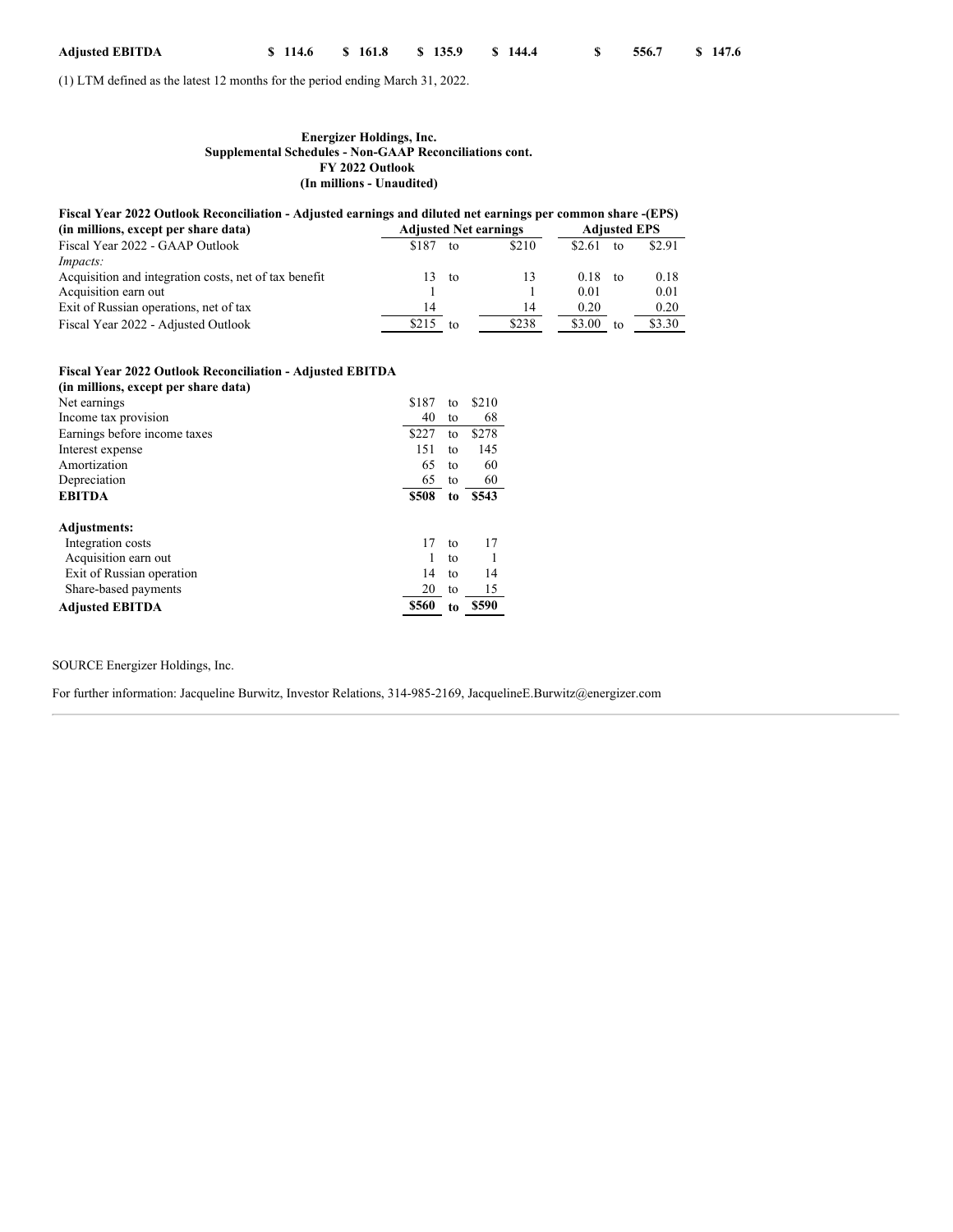| Adjusted EBITDA | $ 114.6 | $ 161.8 | $ 135.9 | $ 144.4 | $ 556.7 | $ 147.6 |
|---|---|---|---|---|---|---|

(1) LTM defined as the latest 12 months for the period ending March 31, 2022.

**Energizer Holdings, Inc.**
**Supplemental Schedules - Non-GAAP Reconciliations cont.**
**FY 2022 Outlook**
**(In millions - Unaudited)**

**Fiscal Year 2022 Outlook Reconciliation - Adjusted earnings and diluted net earnings per common share -(EPS)**

| (in millions, except per share data) | Adjusted Net earnings | | | Adjusted EPS | | |
|---|---|---|---|---|---|---|
| Fiscal Year 2022 - GAAP Outlook | $187 | to | $210 | $2.61 | to | $2.91 |
| *Impacts:* | | | | | | |
| Acquisition and integration costs, net of tax benefit | 13 | to | 13 | 0.18 | to | 0.18 |
| Acquisition earn out | 1 | | 1 | 0.01 | | 0.01 |
| Exit of Russian operations, net of tax | 14 | | 14 | 0.20 | | 0.20 |
| Fiscal Year 2022 - Adjusted Outlook | $215 | to | $238 | $3.00 | to | $3.30 |

**Fiscal Year 2022 Outlook Reconciliation - Adjusted EBITDA**

| (in millions, except per share data) | | | |
|---|---|---|---|
| Net earnings | $187 | to | $210 |
| Income tax provision | 40 | to | 68 |
| Earnings before income taxes | $227 | to | $278 |
| Interest expense | 151 | to | 145 |
| Amortization | 65 | to | 60 |
| Depreciation | 65 | to | 60 |
| **EBITDA** | **$508** | **to** | **$543** |
| **Adjustments:** | | | |
| Integration costs | 17 | to | 17 |
| Acquisition earn out | 1 | to | 1 |
| Exit of Russian operation | 14 | to | 14 |
| Share-based payments | 20 | to | 15 |
| **Adjusted EBITDA** | **$560** | **to** | **$590** |

SOURCE Energizer Holdings, Inc.

For further information: Jacqueline Burwitz, Investor Relations, 314-985-2169, JacquelineE.Burwitz@energizer.com